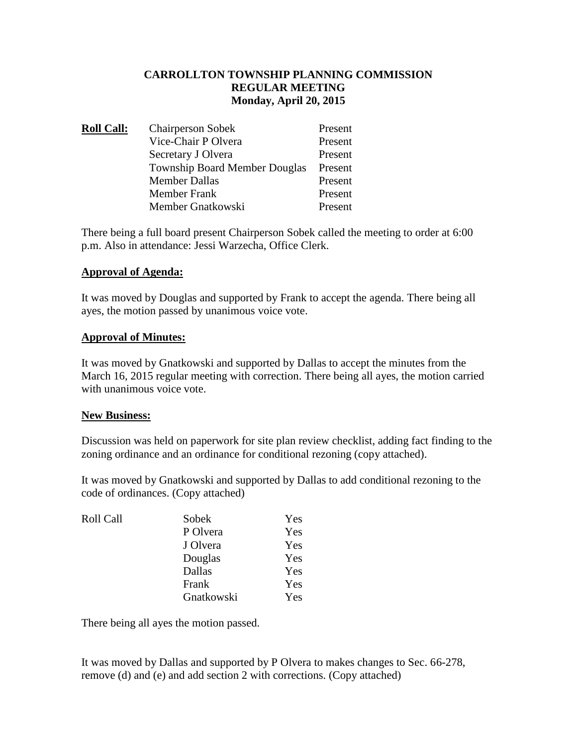# CARROLLTON TOWNSHIP PLANNING COMMISSION
## REGULAR MEETING
### Monday, April 20, 2015

| **Roll Call:** | | |
|---|---|---|
| | Chairperson Sobek | Present |
| | Vice-Chair P Olvera | Present |
| | Secretary J Olvera | Present |
| | Township Board Member Douglas | Present |
| | Member Dallas | Present |
| | Member Frank | Present |
| | Member Gnatkowski | Present |

There being a full board present Chairperson Sobek called the meeting to order at 6:00 p.m. Also in attendance: Jessi Warzecha, Office Clerk.

**Approval of Agenda:**

It was moved by Douglas and supported by Frank to accept the agenda. There being all ayes, the motion passed by unanimous voice vote.

**Approval of Minutes:**

It was moved by Gnatkowski and supported by Dallas to accept the minutes from the March 16, 2015 regular meeting with correction. There being all ayes, the motion carried with unanimous voice vote.

**New Business:**

Discussion was held on paperwork for site plan review checklist, adding fact finding to the zoning ordinance and an ordinance for conditional rezoning (copy attached).

It was moved by Gnatkowski and supported by Dallas to add conditional rezoning to the code of ordinances. (Copy attached)

| Roll Call | | |
|---|---|---|
| | Sobek | Yes |
| | P Olvera | Yes |
| | J Olvera | Yes |
| | Douglas | Yes |
| | Dallas | Yes |
| | Frank | Yes |
| | Gnatkowski | Yes |

There being all ayes the motion passed.

It was moved by Dallas and supported by P Olvera to makes changes to Sec. 66-278, remove (d) and (e) and add section 2 with corrections. (Copy attached)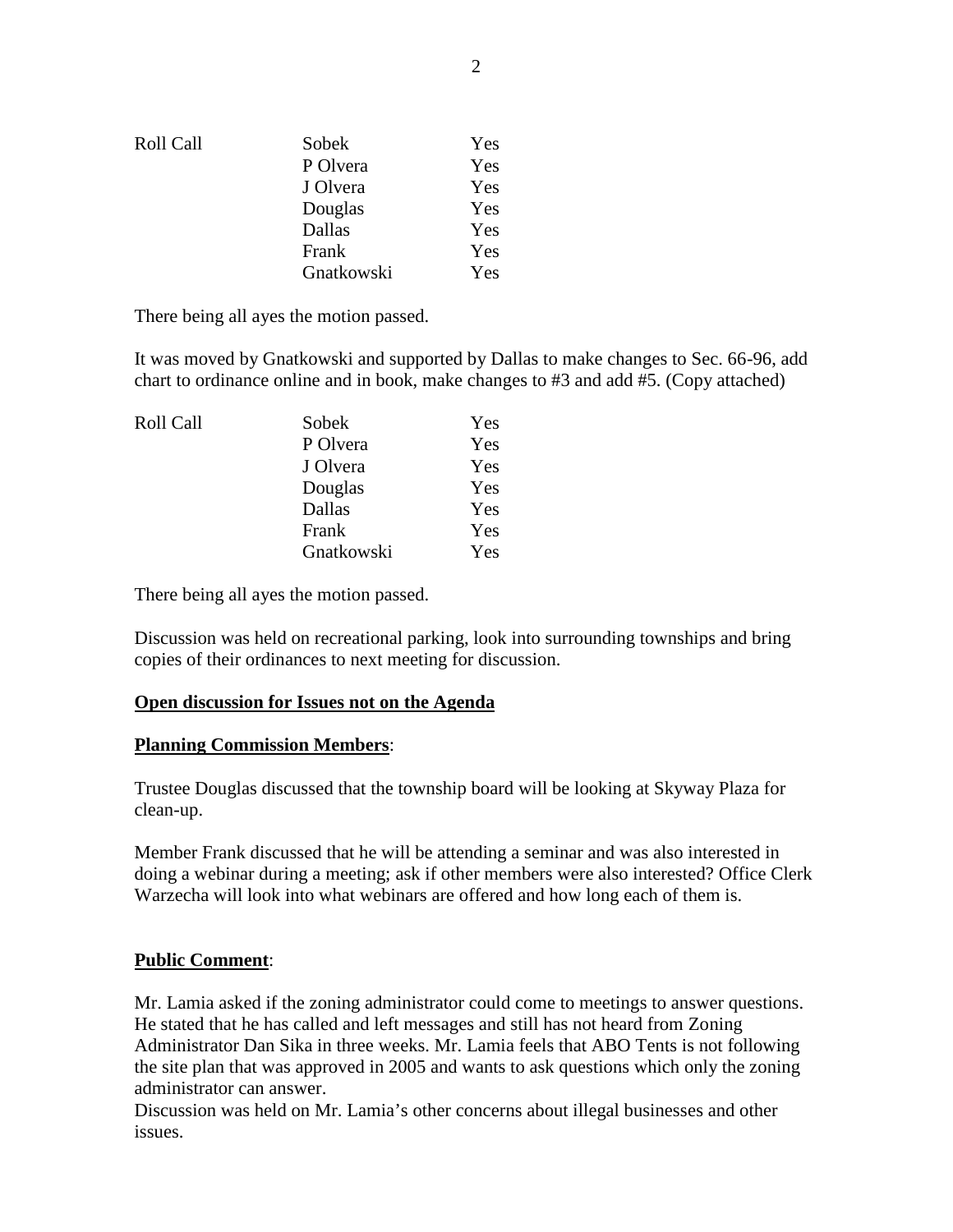| Roll Call | Sobek | Yes |
|---|---|---|
| | P Olvera | Yes |
| | J Olvera | Yes |
| | Douglas | Yes |
| | Dallas | Yes |
| | Frank | Yes |
| | Gnatkowski | Yes |

There being all ayes the motion passed.

It was moved by Gnatkowski and supported by Dallas to make changes to Sec. 66-96, add chart to ordinance online and in book, make changes to #3 and add #5. (Copy attached)

| Roll Call | Sobek | Yes |
|---|---|---|
| | P Olvera | Yes |
| | J Olvera | Yes |
| | Douglas | Yes |
| | Dallas | Yes |
| | Frank | Yes |
| | Gnatkowski | Yes |

There being all ayes the motion passed.

Discussion was held on recreational parking, look into surrounding townships and bring copies of their ordinances to next meeting for discussion.

**Open discussion for Issues not on the Agenda**

**Planning Commission Members**:

Trustee Douglas discussed that the township board will be looking at Skyway Plaza for clean-up.

Member Frank discussed that he will be attending a seminar and was also interested in doing a webinar during a meeting; ask if other members were also interested? Office Clerk Warzecha will look into what webinars are offered and how long each of them is.

**Public Comment**:

Mr. Lamia asked if the zoning administrator could come to meetings to answer questions. He stated that he has called and left messages and still has not heard from Zoning Administrator Dan Sika in three weeks. Mr. Lamia feels that ABO Tents is not following the site plan that was approved in 2005 and wants to ask questions which only the zoning administrator can answer.

Discussion was held on Mr. Lamia's other concerns about illegal businesses and other issues.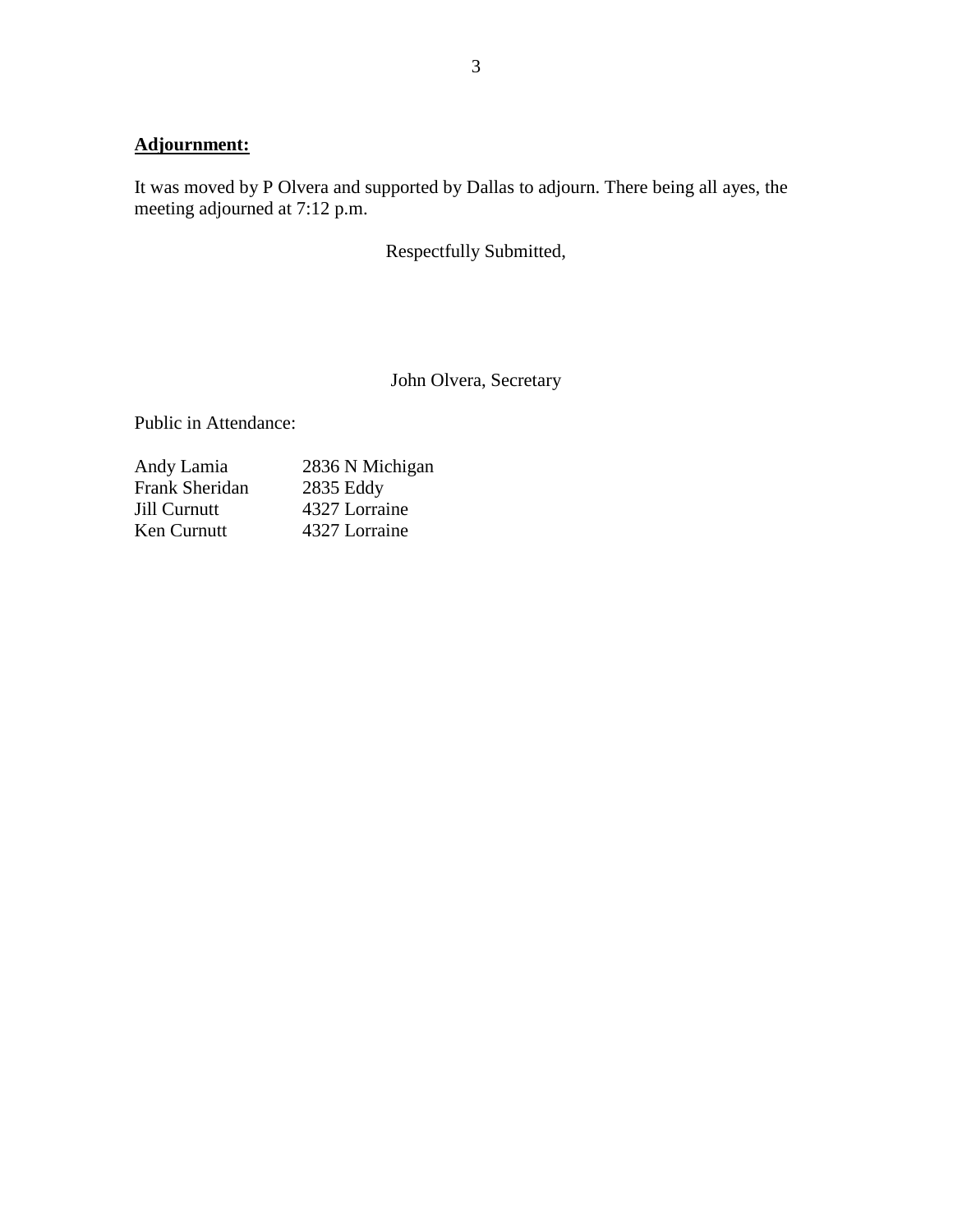**Adjournment:**

It was moved by P Olvera and supported by Dallas to adjourn. There being all ayes, the meeting adjourned at 7:12 p.m.

Respectfully Submitted,

John Olvera, Secretary

Public in Attendance:

| | |
|---|---|
| Andy Lamia | 2836 N Michigan |
| Frank Sheridan | 2835 Eddy |
| Jill Curnutt | 4327 Lorraine |
| Ken Curnutt | 4327 Lorraine |